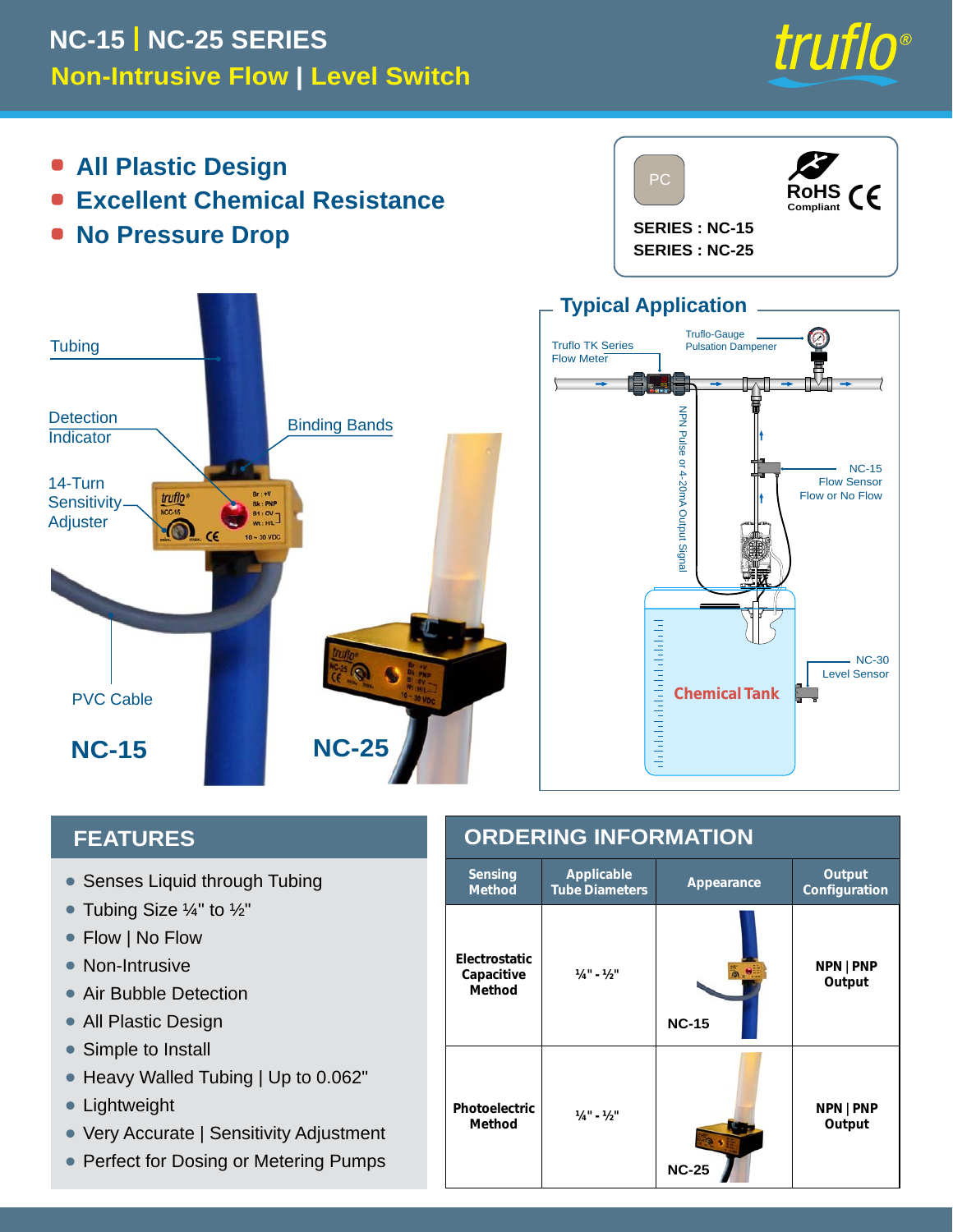# NC-15 | NC-25 SERIES

## Non-Intrusive Flow | Level Switch

truflo®

- **All Plastic Design**
- **Excellent Chemical Resistance**
- **No Pressure Drop**

PC

RoHS Compliant CE

SERIES : NC-15
SERIES : NC-25

Tubing

Detection Indicator

Binding Bands

14-Turn Sensitivity Adjuster

PVC Cable

**NC-15**

**NC-25**

## Typical Application

Truflo TK Series Flow Meter

Truflo-Gauge Pulsation Dampener

NPN Pulse or 4-20mA Output Signal

NC-15 Flow Sensor Flow or No Flow

NC-30 Level Sensor

Chemical Tank

## FEATURES

- Senses Liquid through Tubing
- Tubing Size ¼" to ½"
- Flow | No Flow
- Non-Intrusive
- Air Bubble Detection
- All Plastic Design
- Simple to Install
- Heavy Walled Tubing | Up to 0.062"
- Lightweight
- Very Accurate | Sensitivity Adjustment
- Perfect for Dosing or Metering Pumps

## ORDERING INFORMATION

| Sensing Method | Applicable Tube Diameters | Appearance | Output Configuration |
|---|---|---|---|
| Electrostatic Capacitive Method | ¼" - ½" | NC-15 | NPN \| PNP Output |
| Photoelectric Method | ¼" - ½" | NC-25 | NPN \| PNP Output |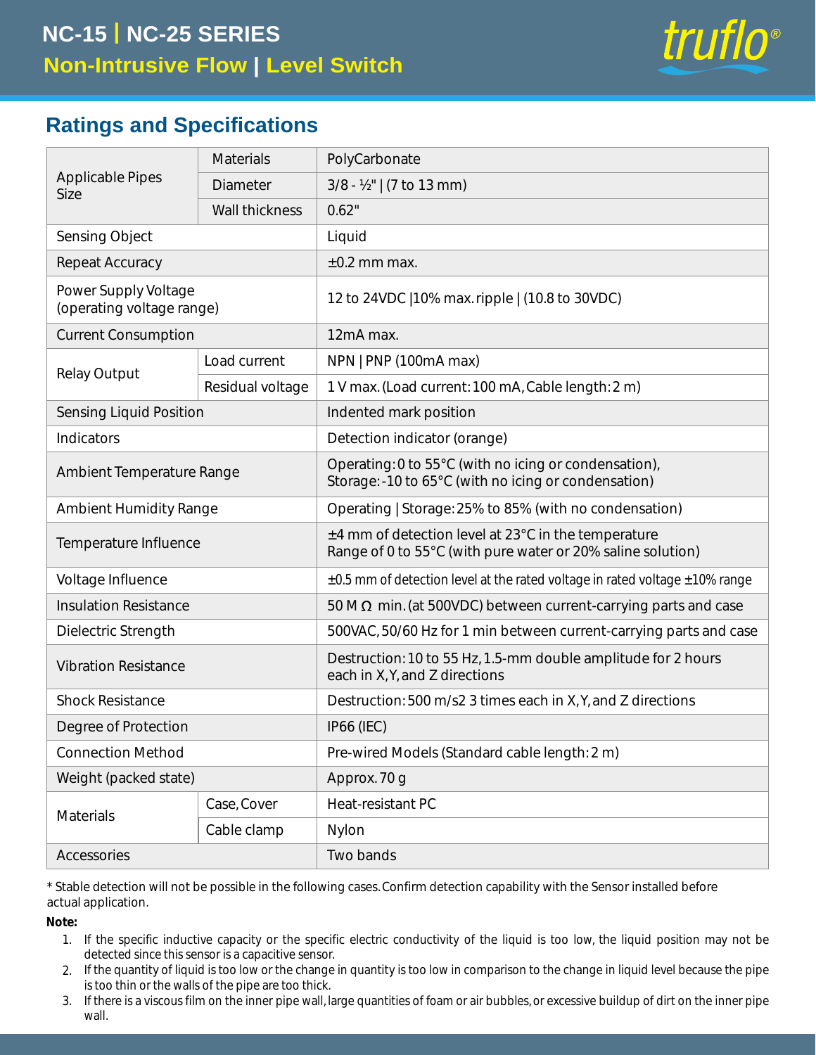# NC-15 | NC-25 SERIES

## Non-Intrusive Flow | Level Switch

## Ratings and Specifications

| | | |
|---|---|---|
| Applicable Pipes Size | Materials | PolyCarbonate |
| | Diameter | 3/8 - ½" \| (7 to 13 mm) |
| | Wall thickness | 0.62" |
| Sensing Object | | Liquid |
| Repeat Accuracy | | ±0.2 mm max. |
| Power Supply Voltage (operating voltage range) | | 12 to 24VDC \|10% max. ripple \| (10.8 to 30VDC) |
| Current Consumption | | 12mA max. |
| Relay Output | Load current | NPN \| PNP (100mA max) |
| | Residual voltage | 1 V max. (Load current: 100 mA, Cable length: 2 m) |
| Sensing Liquid Position | | Indented mark position |
| Indicators | | Detection indicator (orange) |
| Ambient Temperature Range | | Operating: 0 to 55°C (with no icing or condensation), Storage: -10 to 65°C (with no icing or condensation) |
| Ambient Humidity Range | | Operating \| Storage: 25% to 85% (with no condensation) |
| Temperature Influence | | ±4 mm of detection level at 23°C in the temperature Range of 0 to 55°C (with pure water or 20% saline solution) |
| Voltage Influence | | ±0.5 mm of detection level at the rated voltage in rated voltage ±10% range |
| Insulation Resistance | | 50 M Ω min. (at 500VDC) between current-carrying parts and case |
| Dielectric Strength | | 500VAC, 50/60 Hz for 1 min between current-carrying parts and case |
| Vibration Resistance | | Destruction: 10 to 55 Hz, 1.5-mm double amplitude for 2 hours each in X, Y, and Z directions |
| Shock Resistance | | Destruction: 500 m/s2 3 times each in X, Y, and Z directions |
| Degree of Protection | | IP66 (IEC) |
| Connection Method | | Pre-wired Models (Standard cable length: 2 m) |
| Weight (packed state) | | Approx. 70 g |
| Materials | Case, Cover | Heat-resistant PC |
| | Cable clamp | Nylon |
| Accessories | | Two bands |

* Stable detection will not be possible in the following cases. Confirm detection capability with the Sensor installed before actual application.

**Note:**

1. If the specific inductive capacity or the specific electric conductivity of the liquid is too low, the liquid position may not be detected since this sensor is a capacitive sensor.
2. If the quantity of liquid is too low or the change in quantity is too low in comparison to the change in liquid level because the pipe is too thin or the walls of the pipe are too thick.
3. If there is a viscous film on the inner pipe wall, large quantities of foam or air bubbles, or excessive buildup of dirt on the inner pipe wall.